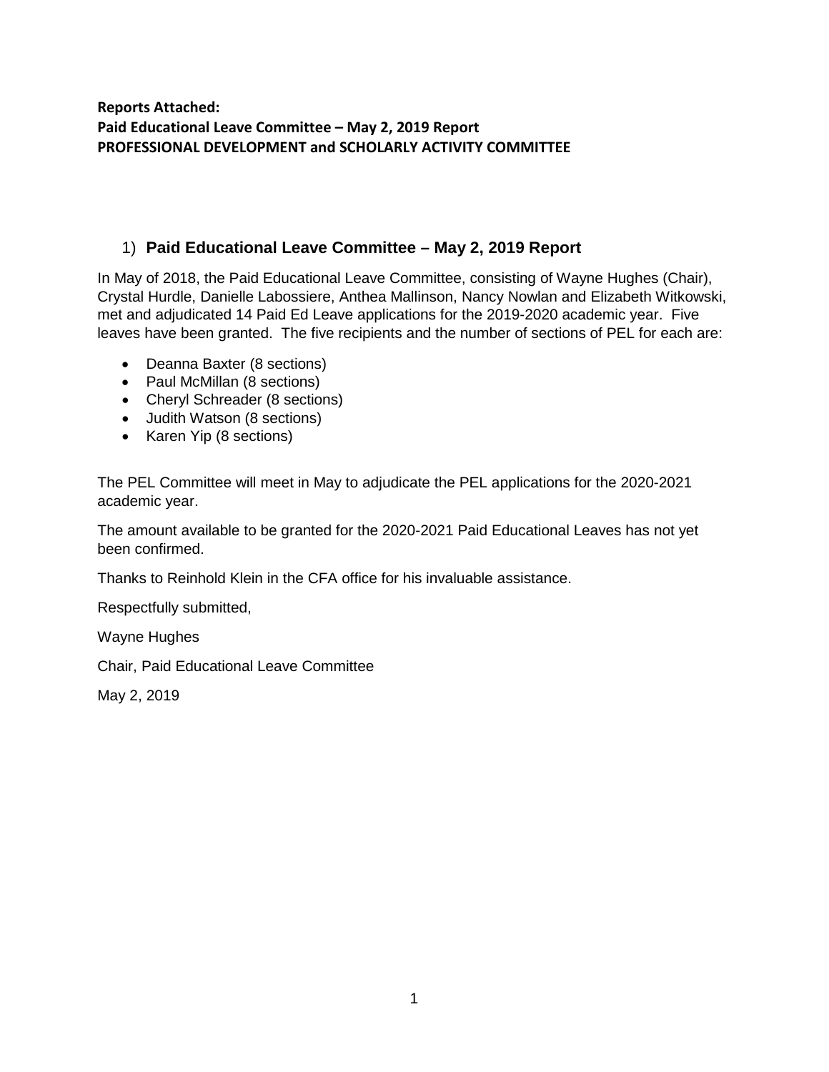**Reports Attached:**
**Paid Educational Leave Committee – May 2, 2019 Report**
**PROFESSIONAL DEVELOPMENT and SCHOLARLY ACTIVITY COMMITTEE**

## 1) Paid Educational Leave Committee – May 2, 2019 Report

In May of 2018, the Paid Educational Leave Committee, consisting of Wayne Hughes (Chair), Crystal Hurdle, Danielle Labossiere, Anthea Mallinson, Nancy Nowlan and Elizabeth Witkowski, met and adjudicated 14 Paid Ed Leave applications for the 2019-2020 academic year. Five leaves have been granted. The five recipients and the number of sections of PEL for each are:

- Deanna Baxter (8 sections)
- Paul McMillan (8 sections)
- Cheryl Schreader (8 sections)
- Judith Watson (8 sections)
- Karen Yip (8 sections)

The PEL Committee will meet in May to adjudicate the PEL applications for the 2020-2021 academic year.

The amount available to be granted for the 2020-2021 Paid Educational Leaves has not yet been confirmed.

Thanks to Reinhold Klein in the CFA office for his invaluable assistance.

Respectfully submitted,

Wayne Hughes

Chair, Paid Educational Leave Committee

May 2, 2019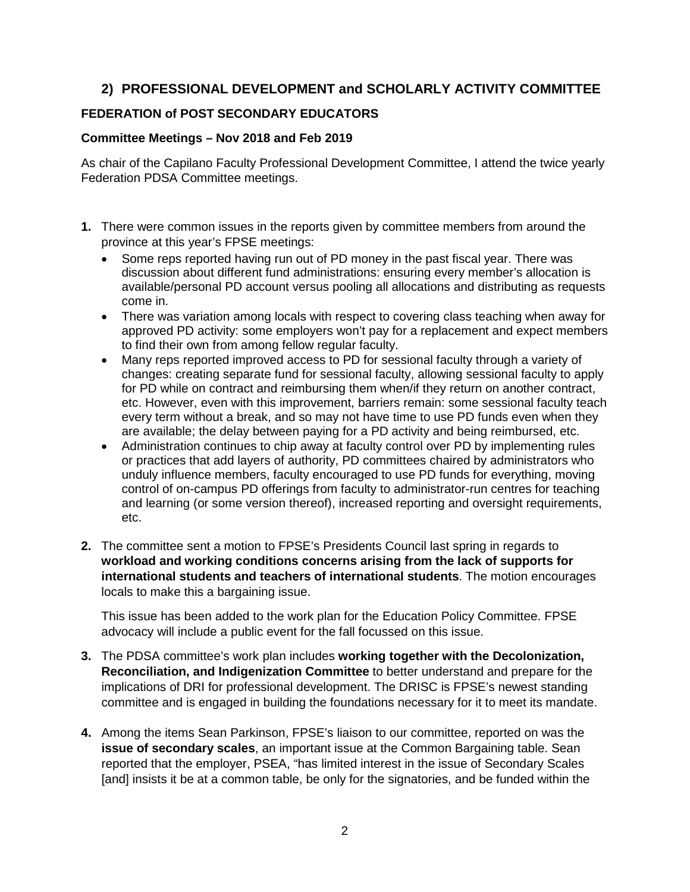## 2) PROFESSIONAL DEVELOPMENT and SCHOLARLY ACTIVITY COMMITTEE

### FEDERATION of POST SECONDARY EDUCATORS

#### Committee Meetings – Nov 2018 and Feb 2019

As chair of the Capilano Faculty Professional Development Committee, I attend the twice yearly Federation PDSA Committee meetings.

1. There were common issues in the reports given by committee members from around the province at this year's FPSE meetings:
   - Some reps reported having run out of PD money in the past fiscal year. There was discussion about different fund administrations: ensuring every member's allocation is available/personal PD account versus pooling all allocations and distributing as requests come in.
   - There was variation among locals with respect to covering class teaching when away for approved PD activity: some employers won't pay for a replacement and expect members to find their own from among fellow regular faculty.
   - Many reps reported improved access to PD for sessional faculty through a variety of changes: creating separate fund for sessional faculty, allowing sessional faculty to apply for PD while on contract and reimbursing them when/if they return on another contract, etc. However, even with this improvement, barriers remain: some sessional faculty teach every term without a break, and so may not have time to use PD funds even when they are available; the delay between paying for a PD activity and being reimbursed, etc.
   - Administration continues to chip away at faculty control over PD by implementing rules or practices that add layers of authority, PD committees chaired by administrators who unduly influence members, faculty encouraged to use PD funds for everything, moving control of on-campus PD offerings from faculty to administrator-run centres for teaching and learning (or some version thereof), increased reporting and oversight requirements, etc.

2. The committee sent a motion to FPSE's Presidents Council last spring in regards to **workload and working conditions concerns arising from the lack of supports for international students and teachers of international students**. The motion encourages locals to make this a bargaining issue.

   This issue has been added to the work plan for the Education Policy Committee. FPSE advocacy will include a public event for the fall focussed on this issue.

3. The PDSA committee's work plan includes **working together with the Decolonization, Reconciliation, and Indigenization Committee** to better understand and prepare for the implications of DRI for professional development. The DRISC is FPSE's newest standing committee and is engaged in building the foundations necessary for it to meet its mandate.

4. Among the items Sean Parkinson, FPSE's liaison to our committee, reported on was the **issue of secondary scales**, an important issue at the Common Bargaining table. Sean reported that the employer, PSEA, "has limited interest in the issue of Secondary Scales [and] insists it be at a common table, be only for the signatories, and be funded within the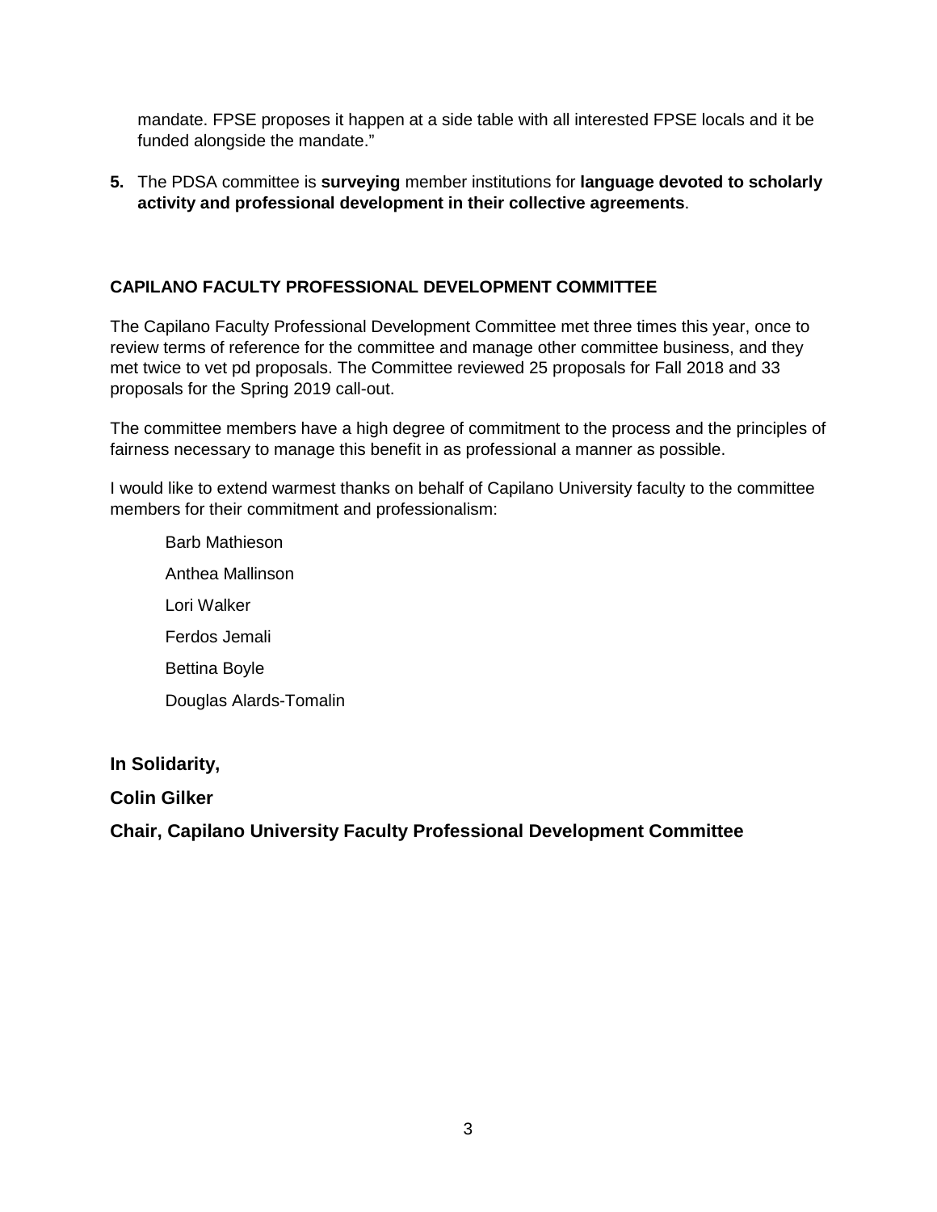mandate. FPSE proposes it happen at a side table with all interested FPSE locals and it be funded alongside the mandate."

5. The PDSA committee is **surveying** member institutions for **language devoted to scholarly activity and professional development in their collective agreements**.

## CAPILANO FACULTY PROFESSIONAL DEVELOPMENT COMMITTEE

The Capilano Faculty Professional Development Committee met three times this year, once to review terms of reference for the committee and manage other committee business, and they met twice to vet pd proposals. The Committee reviewed 25 proposals for Fall 2018 and 33 proposals for the Spring 2019 call-out.

The committee members have a high degree of commitment to the process and the principles of fairness necessary to manage this benefit in as professional a manner as possible.

I would like to extend warmest thanks on behalf of Capilano University faculty to the committee members for their commitment and professionalism:

Barb Mathieson

Anthea Mallinson

Lori Walker

Ferdos Jemali

Bettina Boyle

Douglas Alards-Tomalin

**In Solidarity,**

**Colin Gilker**

**Chair, Capilano University Faculty Professional Development Committee**